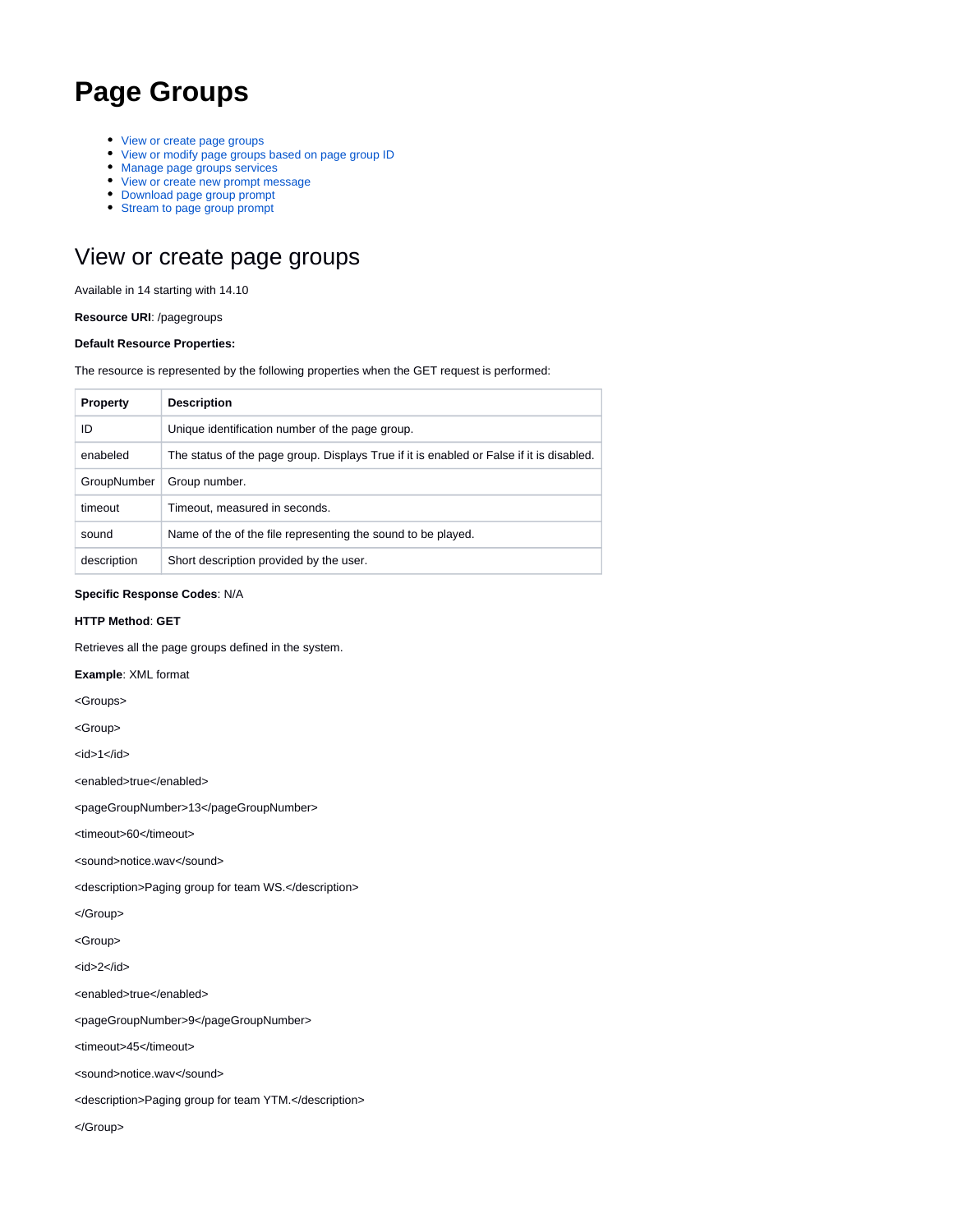# Page Groups

- View or create page groups
- View or modify page groups based on page group ID
- Manage page groups services
- View or create new prompt message
- Download page group prompt
- Stream to page group prompt

## View or create page groups

Available in 14 starting with 14.10

**Resource URI**: /pagegroups

**Default Resource Properties:**

The resource is represented by the following properties when the GET request is performed:

| Property | Description |
|---|---|
| ID | Unique identification number of the page group. |
| enabeled | The status of the page group. Displays True if it is enabled or False if it is disabled. |
| GroupNumber | Group number. |
| timeout | Timeout, measured in seconds. |
| sound | Name of the of the file representing the sound to be played. |
| description | Short description provided by the user. |

**Specific Response Codes**: N/A

**HTTP Method**: **GET**

Retrieves all the page groups defined in the system.

**Example**: XML format

```
<Groups>
<Group>
<id>1</id>
<enabled>true</enabled>
<pageGroupNumber>13</pageGroupNumber>
<timeout>60</timeout>
<sound>notice.wav</sound>
<description>Paging group for team WS.</description>
</Group>
<Group>
<id>2</id>
<enabled>true</enabled>
<pageGroupNumber>9</pageGroupNumber>
<timeout>45</timeout>
<sound>notice.wav</sound>
<description>Paging group for team YTM.</description>
</Group>
```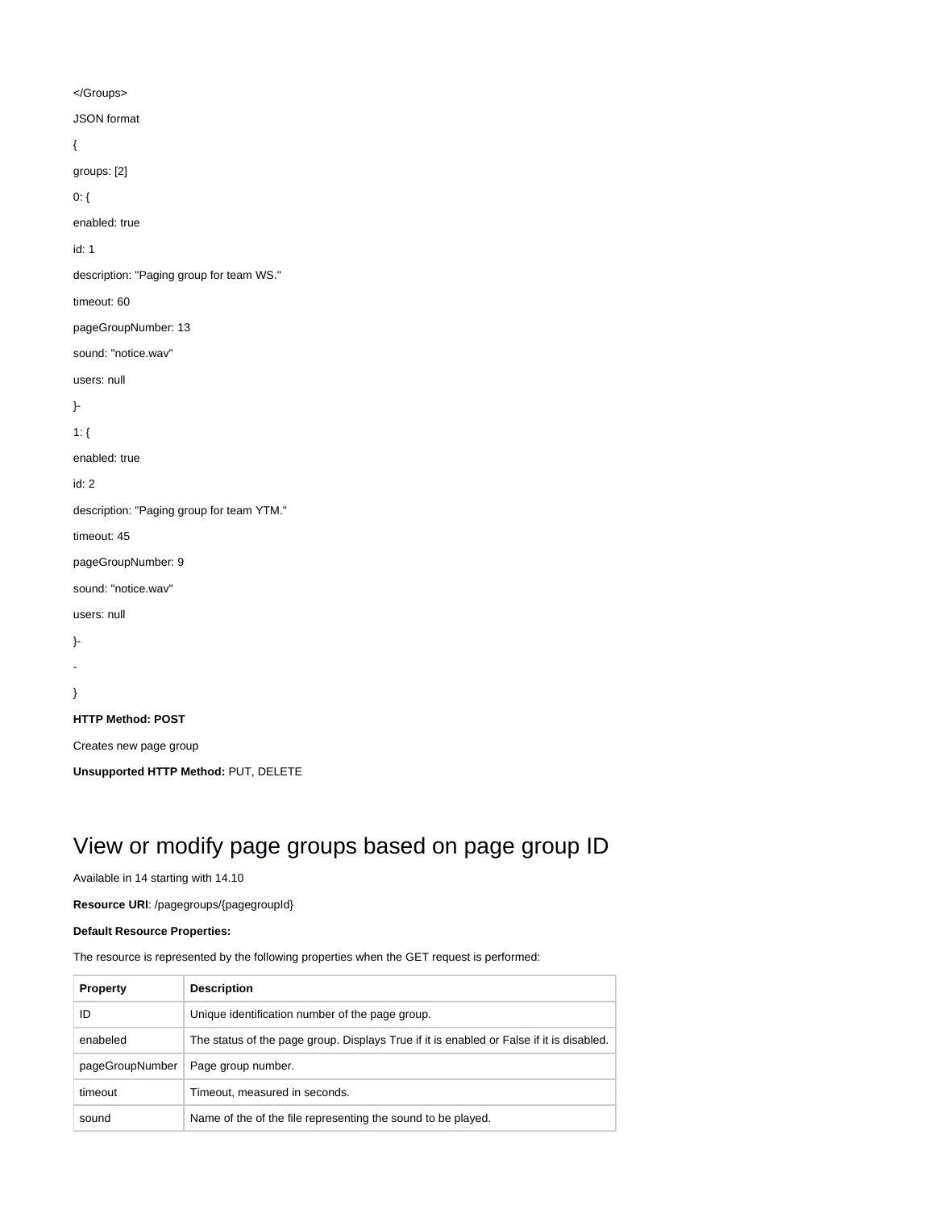</Groups>

JSON format

{

groups: [2]

0: {

enabled: true

id: 1

description: "Paging group for team WS."

timeout: 60

pageGroupNumber: 13

sound: "notice.wav"

users: null

}-

1: {

enabled: true

id: 2

description: "Paging group for team YTM."

timeout: 45

pageGroupNumber: 9

sound: "notice.wav"

users: null

}-

-

}

**HTTP Method: POST**

Creates new page group

**Unsupported HTTP Method:** PUT, DELETE

# View or modify page groups based on page group ID

Available in 14 starting with 14.10

**Resource URI**: /pagegroups/{pagegroupId}

**Default Resource Properties:**

The resource is represented by the following properties when the GET request is performed:

| Property | Description |
| --- | --- |
| ID | Unique identification number of the page group. |
| enabeled | The status of the page group. Displays True if it is enabled or False if it is disabled. |
| pageGroupNumber | Page group number. |
| timeout | Timeout, measured in seconds. |
| sound | Name of the of the file representing the sound to be played. |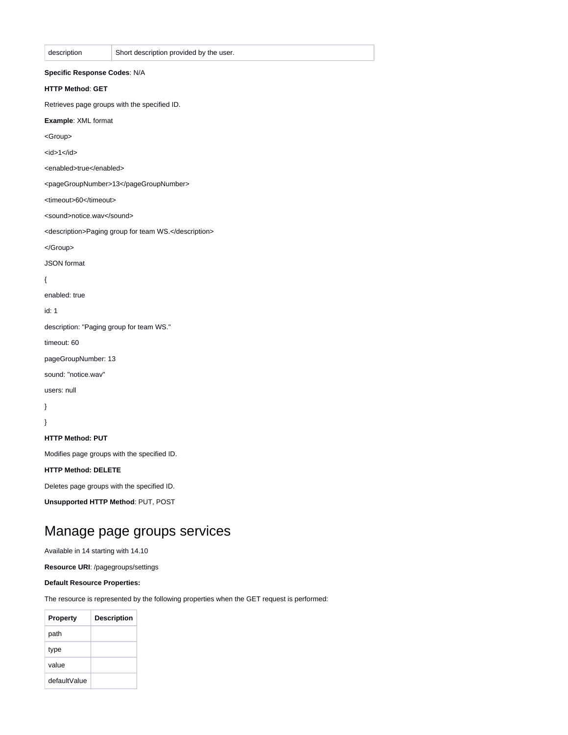| description | Short description provided by the user. |
|---|---|

**Specific Response Codes**: N/A

**HTTP Method**: **GET**

Retrieves page groups with the specified ID.

**Example**: XML format

<Group>

<id>1</id>

<enabled>true</enabled>

<pageGroupNumber>13</pageGroupNumber>

<timeout>60</timeout>

<sound>notice.wav</sound>

<description>Paging group for team WS.</description>

</Group>

JSON format

{

enabled: true

id: 1

description: "Paging group for team WS."

timeout: 60

pageGroupNumber: 13

sound: "notice.wav"

users: null

}

}

**HTTP Method: PUT**

Modifies page groups with the specified ID.

**HTTP Method: DELETE**

Deletes page groups with the specified ID.

**Unsupported HTTP Method**: PUT, POST

# Manage page groups services

Available in 14 starting with 14.10

**Resource URI**: /pagegroups/settings

**Default Resource Properties:**

The resource is represented by the following properties when the GET request is performed:

| Property | Description |
|---|---|
| path | |
| type | |
| value | |
| defaultValue | |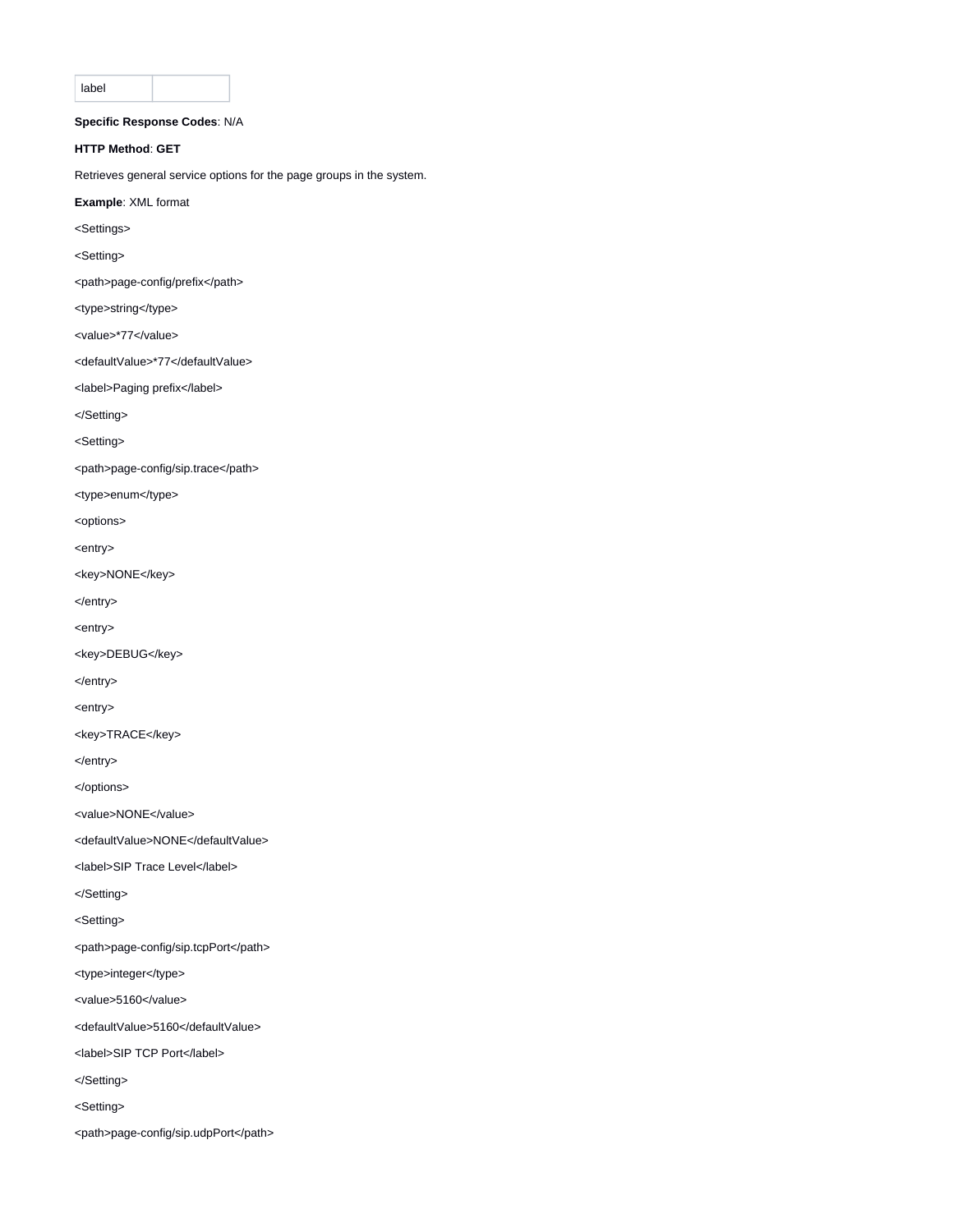| label | |
|---|---|

**Specific Response Codes**: N/A

**HTTP Method**: **GET**

Retrieves general service options for the page groups in the system.

**Example**: XML format

```
<Settings>
<Setting>
<path>page-config/prefix</path>
<type>string</type>
<value>*77</value>
<defaultValue>*77</defaultValue>
<label>Paging prefix</label>
</Setting>
<Setting>
<path>page-config/sip.trace</path>
<type>enum</type>
<options>
<entry>
<key>NONE</key>
</entry>
<entry>
<key>DEBUG</key>
</entry>
<entry>
<key>TRACE</key>
</entry>
</options>
<value>NONE</value>
<defaultValue>NONE</defaultValue>
<label>SIP Trace Level</label>
</Setting>
<Setting>
<path>page-config/sip.tcpPort</path>
<type>integer</type>
<value>5160</value>
<defaultValue>5160</defaultValue>
<label>SIP TCP Port</label>
</Setting>
<Setting>
<path>page-config/sip.udpPort</path>
```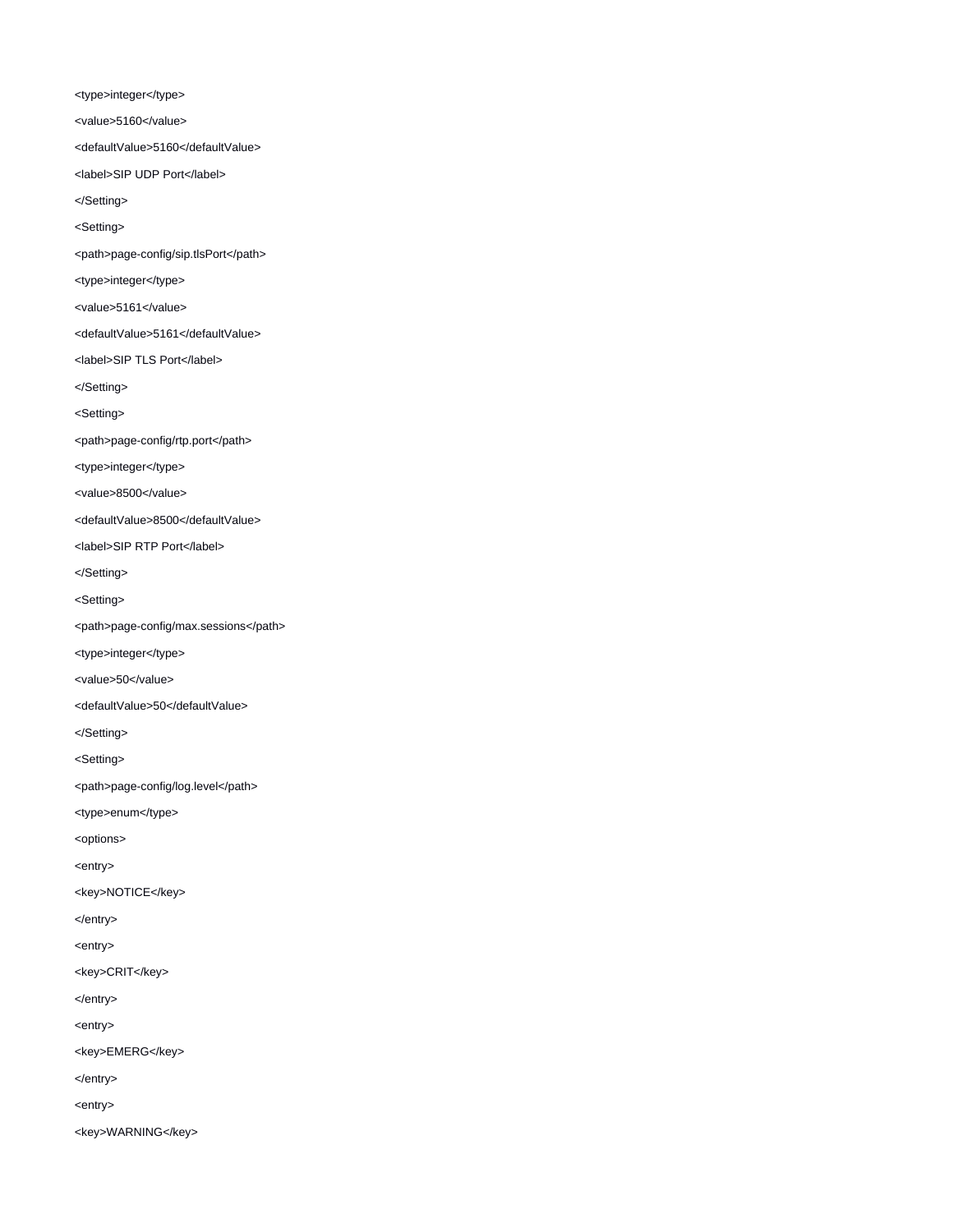```
<type>integer</type>
<value>5160</value>
<defaultValue>5160</defaultValue>
<label>SIP UDP Port</label>
</Setting>
<Setting>
<path>page-config/sip.tlsPort</path>
<type>integer</type>
<value>5161</value>
<defaultValue>5161</defaultValue>
<label>SIP TLS Port</label>
</Setting>
<Setting>
<path>page-config/rtp.port</path>
<type>integer</type>
<value>8500</value>
<defaultValue>8500</defaultValue>
<label>SIP RTP Port</label>
</Setting>
<Setting>
<path>page-config/max.sessions</path>
<type>integer</type>
<value>50</value>
<defaultValue>50</defaultValue>
</Setting>
<Setting>
<path>page-config/log.level</path>
<type>enum</type>
<options>
<entry>
<key>NOTICE</key>
</entry>
<entry>
<key>CRIT</key>
</entry>
<entry>
<key>EMERG</key>
</entry>
<entry>
<key>WARNING</key>
```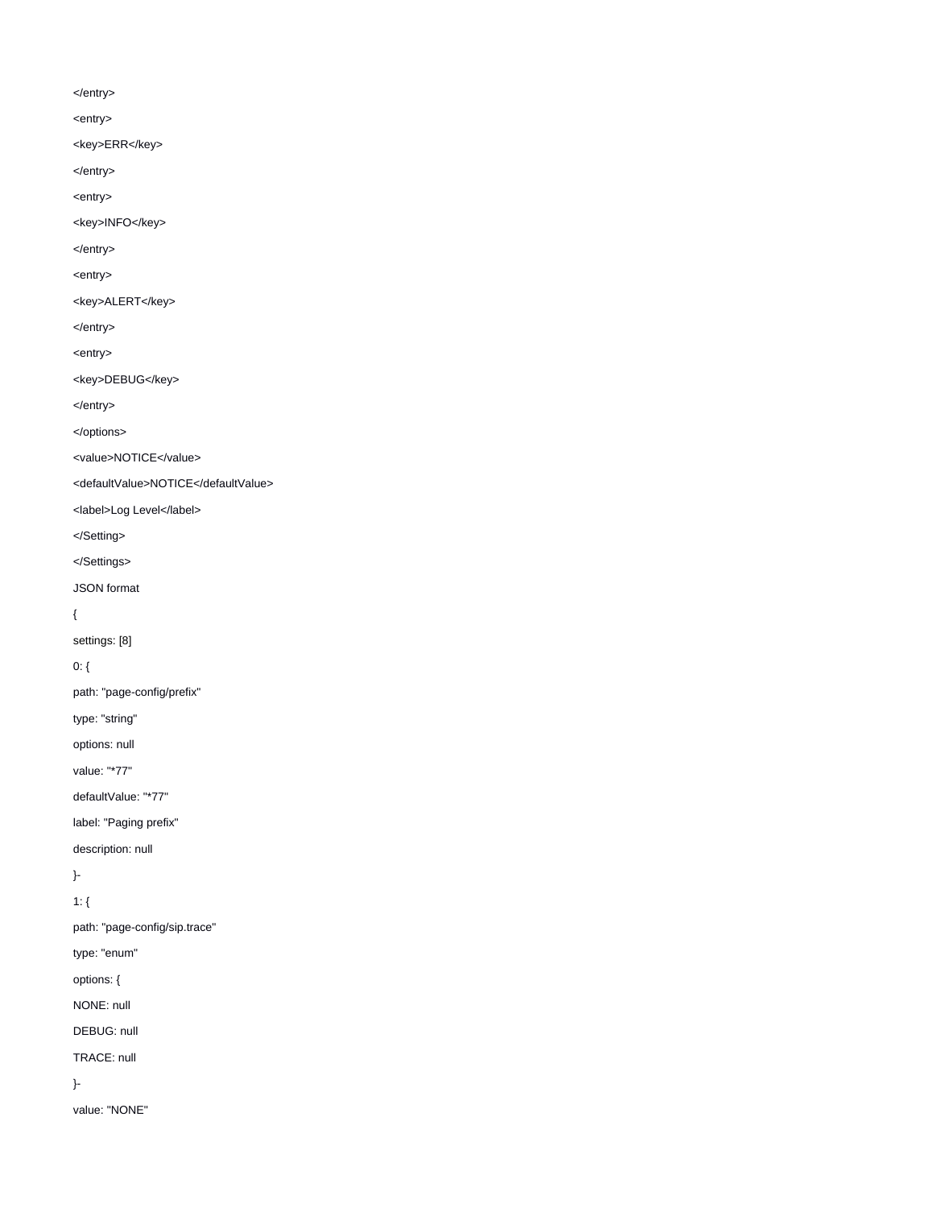```
</entry>
<entry>
<key>ERR</key>
</entry>
<entry>
<key>INFO</key>
</entry>
<entry>
<key>ALERT</key>
</entry>
<entry>
<key>DEBUG</key>
</entry>
</options>
<value>NOTICE</value>
<defaultValue>NOTICE</defaultValue>
<label>Log Level</label>
</Setting>
</Settings>
```

JSON format

```
{
settings: [8]
0: {
path: "page-config/prefix"
type: "string"
options: null
value: "*77"
defaultValue: "*77"
label: "Paging prefix"
description: null
}-
1: {
path: "page-config/sip.trace"
type: "enum"
options: {
NONE: null
DEBUG: null
TRACE: null
}-
value: "NONE"
```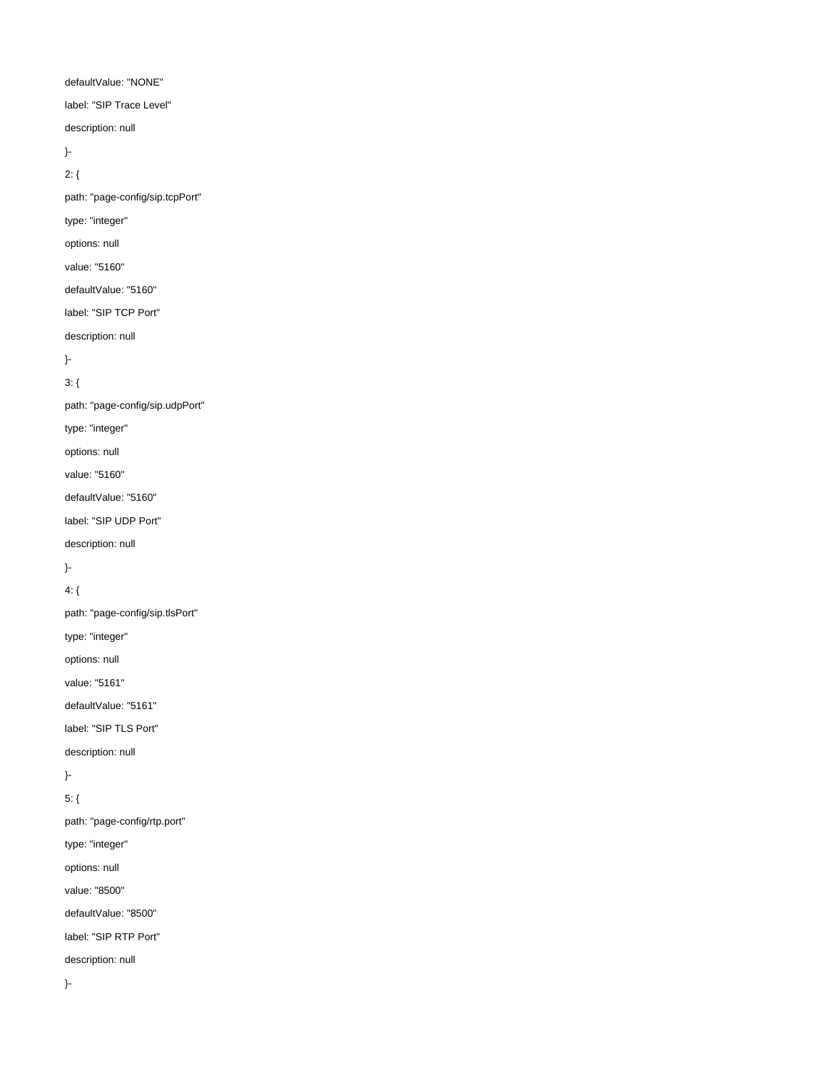defaultValue: "NONE"

label: "SIP Trace Level"

description: null

}-

2: {

path: "page-config/sip.tcpPort"

type: "integer"

options: null

value: "5160"

defaultValue: "5160"

label: "SIP TCP Port"

description: null

}-

3: {

path: "page-config/sip.udpPort"

type: "integer"

options: null

value: "5160"

defaultValue: "5160"

label: "SIP UDP Port"

description: null

}-

4: {

path: "page-config/sip.tlsPort"

type: "integer"

options: null

value: "5161"

defaultValue: "5161"

label: "SIP TLS Port"

description: null

}-

5: {

path: "page-config/rtp.port"

type: "integer"

options: null

value: "8500"

defaultValue: "8500"

label: "SIP RTP Port"

description: null

}-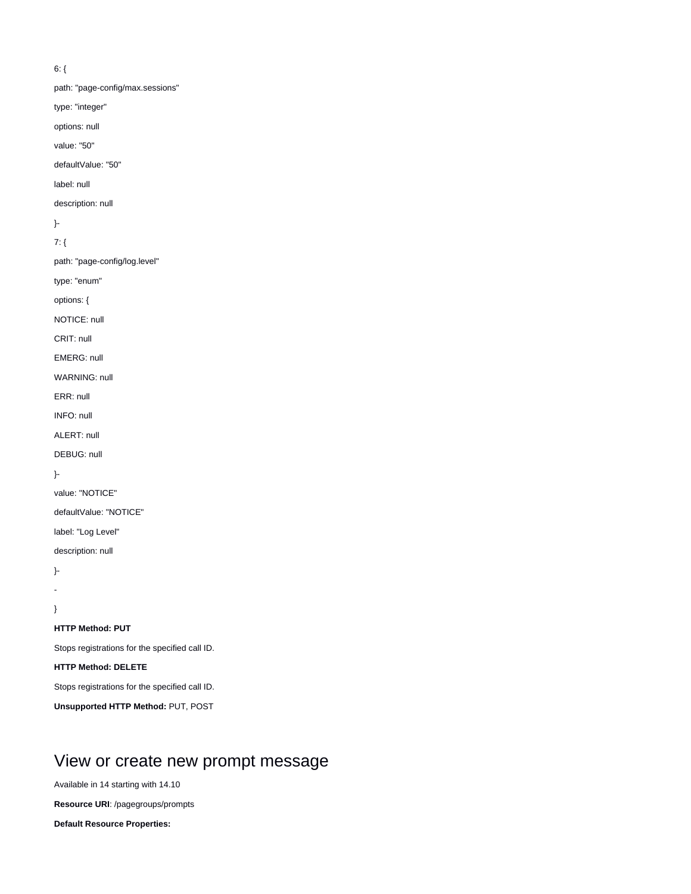6: {

path: "page-config/max.sessions"

type: "integer"

options: null

value: "50"

defaultValue: "50"

label: null

description: null

}-

7: {

path: "page-config/log.level"

type: "enum"

options: {

NOTICE: null

CRIT: null

EMERG: null

WARNING: null

ERR: null

INFO: null

ALERT: null

DEBUG: null

}-

value: "NOTICE"

defaultValue: "NOTICE"

label: "Log Level"

description: null

}-

-

}

**HTTP Method: PUT**

Stops registrations for the specified call ID.

**HTTP Method: DELETE**

Stops registrations for the specified call ID.

**Unsupported HTTP Method:** PUT, POST

# View or create new prompt message

Available in 14 starting with 14.10

**Resource URI**: /pagegroups/prompts

**Default Resource Properties:**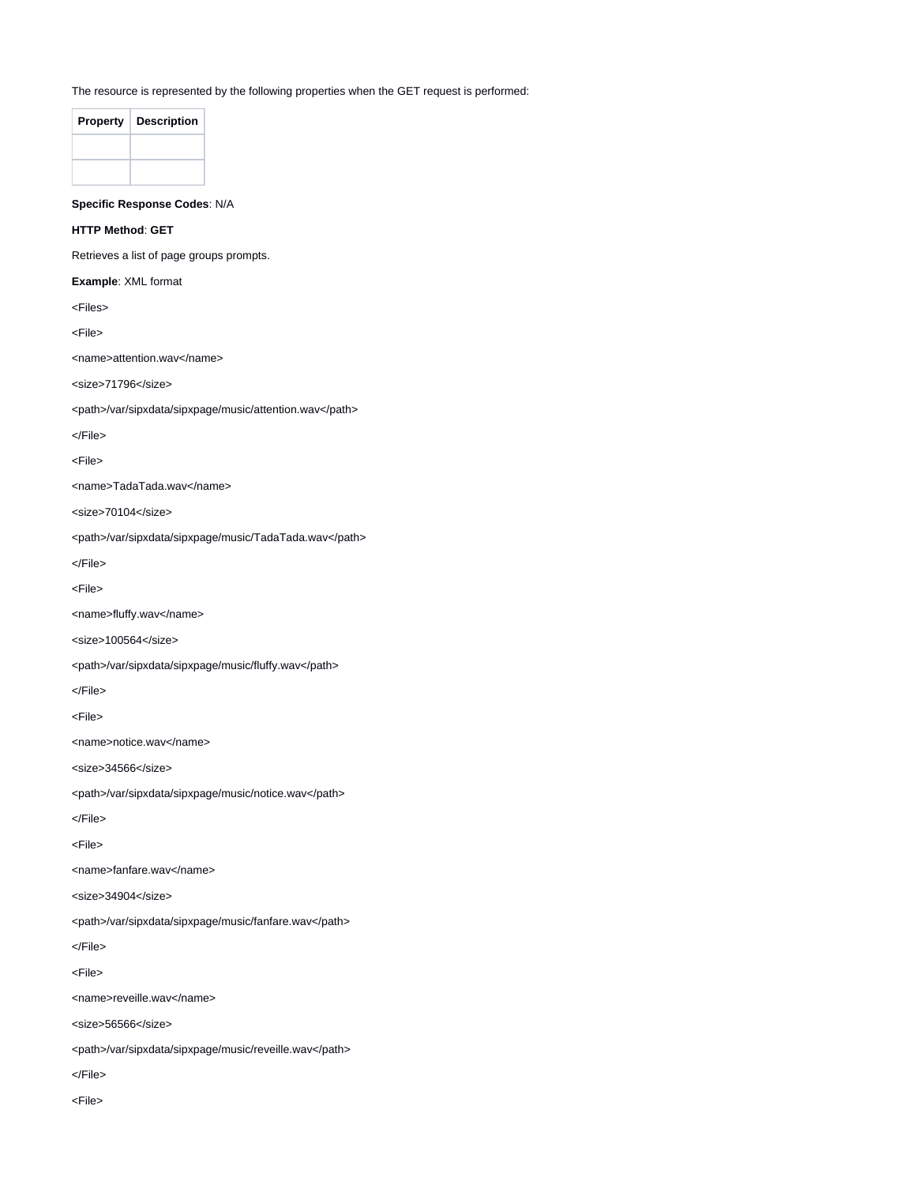The resource is represented by the following properties when the GET request is performed:

| Property | Description |
| --- | --- |
| | |
| | |

**Specific Response Codes**: N/A

**HTTP Method**: **GET**

Retrieves a list of page groups prompts.

**Example**: XML format

```
<Files>

<File>

<name>attention.wav</name>

<size>71796</size>

<path>/var/sipxdata/sipxpage/music/attention.wav</path>

</File>

<File>

<name>TadaTada.wav</name>

<size>70104</size>

<path>/var/sipxdata/sipxpage/music/TadaTada.wav</path>

</File>

<File>

<name>fluffy.wav</name>

<size>100564</size>

<path>/var/sipxdata/sipxpage/music/fluffy.wav</path>

</File>

<File>

<name>notice.wav</name>

<size>34566</size>

<path>/var/sipxdata/sipxpage/music/notice.wav</path>

</File>

<File>

<name>fanfare.wav</name>

<size>34904</size>

<path>/var/sipxdata/sipxpage/music/fanfare.wav</path>

</File>

<File>

<name>reveille.wav</name>

<size>56566</size>

<path>/var/sipxdata/sipxpage/music/reveille.wav</path>

</File>

<File>
```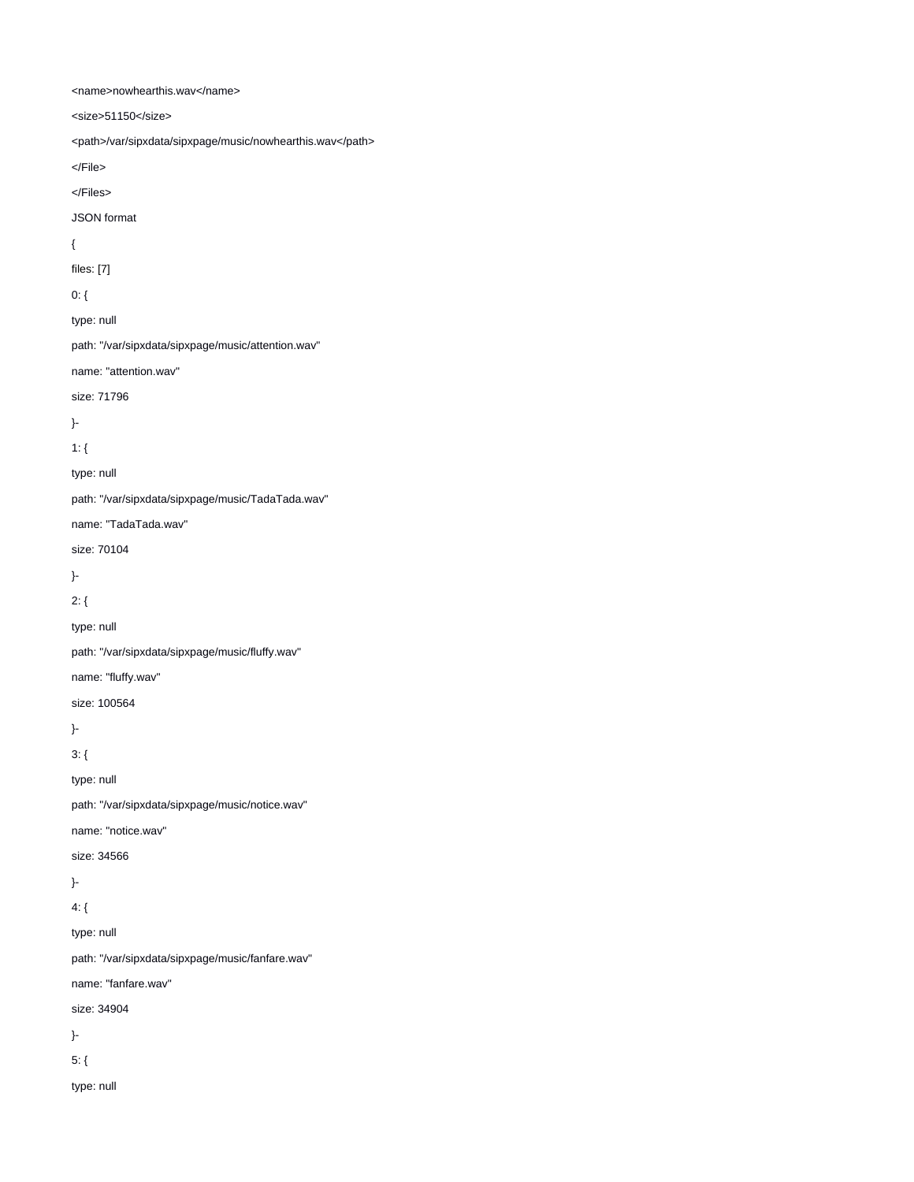```
<name>nowhearthis.wav</name>

<size>51150</size>

<path>/var/sipxdata/sipxpage/music/nowhearthis.wav</path>

</File>

</Files>
```

JSON format

```
{

files: [7]

0: {

type: null

path: "/var/sipxdata/sipxpage/music/attention.wav"

name: "attention.wav"

size: 71796

}-

1: {

type: null

path: "/var/sipxdata/sipxpage/music/TadaTada.wav"

name: "TadaTada.wav"

size: 70104

}-

2: {

type: null

path: "/var/sipxdata/sipxpage/music/fluffy.wav"

name: "fluffy.wav"

size: 100564

}-

3: {

type: null

path: "/var/sipxdata/sipxpage/music/notice.wav"

name: "notice.wav"

size: 34566

}-

4: {

type: null

path: "/var/sipxdata/sipxpage/music/fanfare.wav"

name: "fanfare.wav"

size: 34904

}-

5: {

type: null
```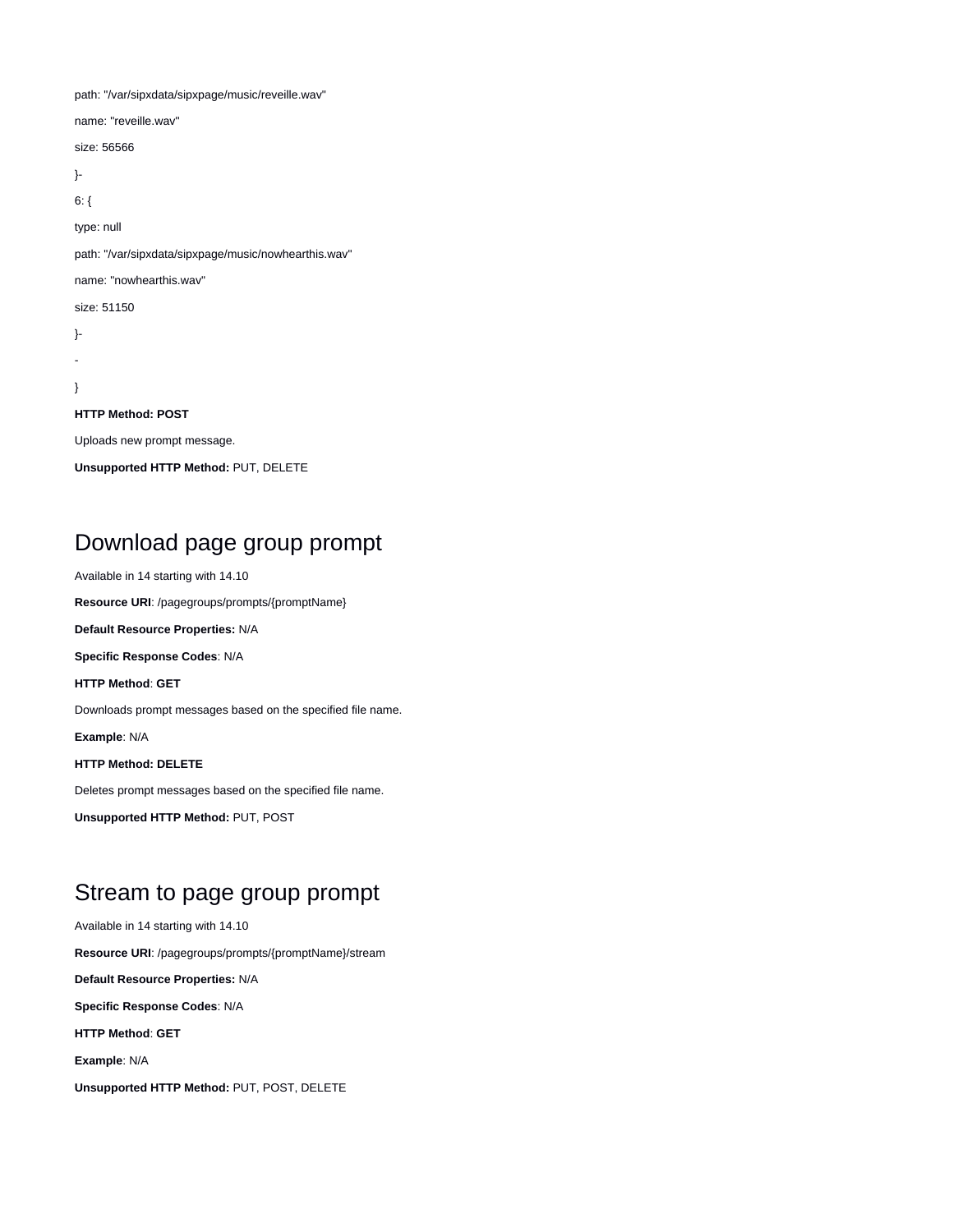path: "/var/sipxdata/sipxpage/music/reveille.wav"

name: "reveille.wav"

size: 56566

}-

6: {

type: null

path: "/var/sipxdata/sipxpage/music/nowhearthis.wav"

name: "nowhearthis.wav"

size: 51150

}-

-

}

**HTTP Method: POST**

Uploads new prompt message.

**Unsupported HTTP Method:** PUT, DELETE

## Download page group prompt

Available in 14 starting with 14.10

**Resource URI**: /pagegroups/prompts/{promptName}

**Default Resource Properties:** N/A

**Specific Response Codes**: N/A

**HTTP Method**: **GET**

Downloads prompt messages based on the specified file name.

**Example**: N/A

**HTTP Method: DELETE**

Deletes prompt messages based on the specified file name.

**Unsupported HTTP Method:** PUT, POST

## Stream to page group prompt

Available in 14 starting with 14.10

**Resource URI**: /pagegroups/prompts/{promptName}/stream

**Default Resource Properties:** N/A

**Specific Response Codes**: N/A

**HTTP Method**: **GET**

**Example**: N/A

**Unsupported HTTP Method:** PUT, POST, DELETE